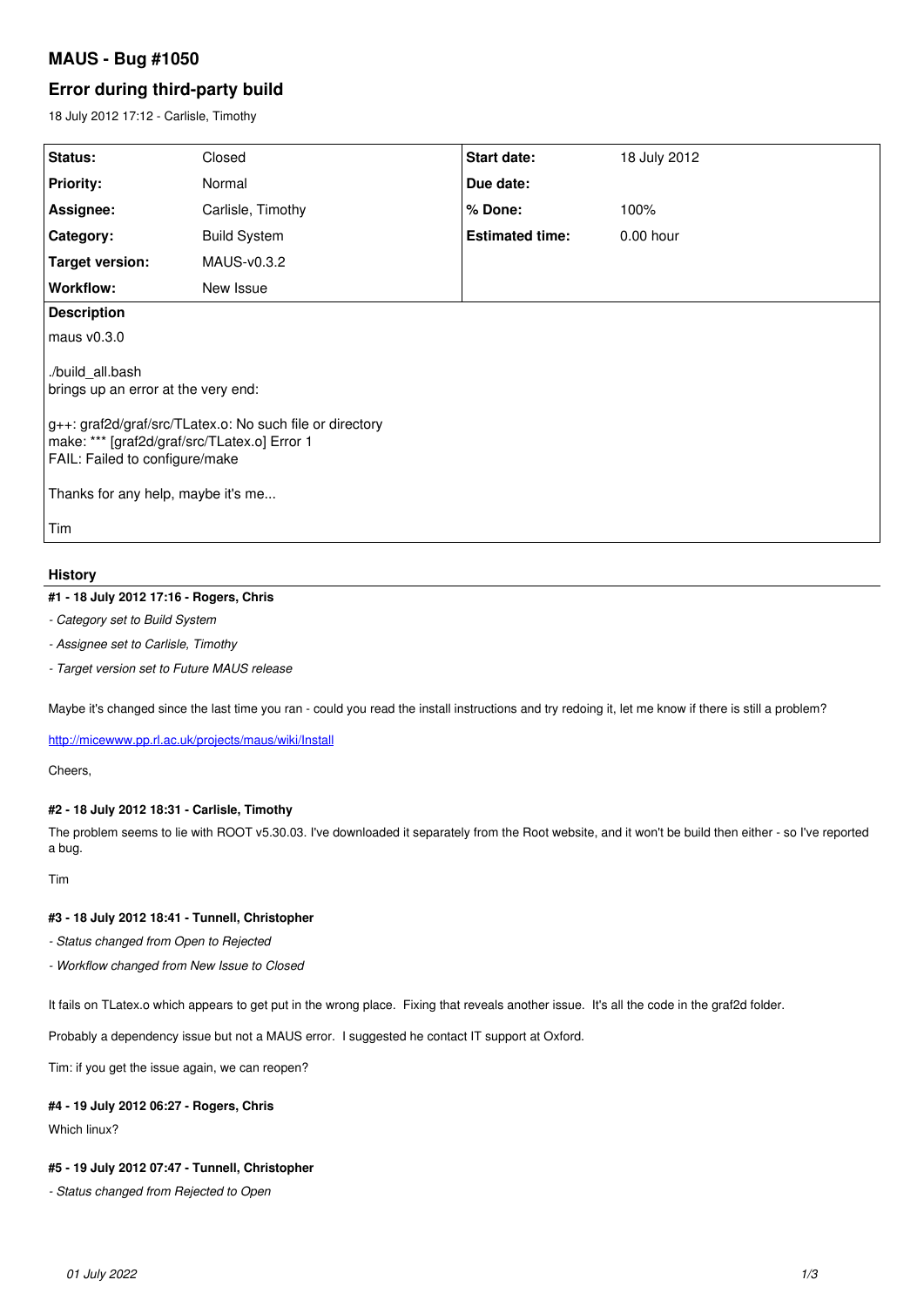# MAUS - Bug #1050

## Error during third-party build

18 July 2012 17:12 - Carlisle, Timothy

| Status: | Closed | Start date: | 18 July 2012 |
|---|---|---|---|
| Priority: | Normal | Due date: | |
| Assignee: | Carlisle, Timothy | % Done: | 100% |
| Category: | Build System | Estimated time: | 0.00 hour |
| Target version: | MAUS-v0.3.2 | | |
| Workflow: | New Issue | | |

**Description**

maus v0.3.0

./build_all.bash
brings up an error at the very end:

g++: graf2d/graf/src/TLatex.o: No such file or directory
make: *** [graf2d/graf/src/TLatex.o] Error 1
FAIL: Failed to configure/make

Thanks for any help, maybe it's me...

Tim

### History

#### #1 - 18 July 2012 17:16 - Rogers, Chris

- *Category set to Build System*
- *Assignee set to Carlisle, Timothy*
- *Target version set to Future MAUS release*

Maybe it's changed since the last time you ran - could you read the install instructions and try redoing it, let me know if there is still a problem?

http://micewww.pp.rl.ac.uk/projects/maus/wiki/Install

Cheers,

#### #2 - 18 July 2012 18:31 - Carlisle, Timothy

The problem seems to lie with ROOT v5.30.03. I've downloaded it separately from the Root website, and it won't be build then either - so I've reported a bug.

Tim

#### #3 - 18 July 2012 18:41 - Tunnell, Christopher

- *Status changed from Open to Rejected*
- *Workflow changed from New Issue to Closed*

It fails on TLatex.o which appears to get put in the wrong place. Fixing that reveals another issue. It's all the code in the graf2d folder.

Probably a dependency issue but not a MAUS error. I suggested he contact IT support at Oxford.

Tim: if you get the issue again, we can reopen?

#### #4 - 19 July 2012 06:27 - Rogers, Chris

Which linux?

#### #5 - 19 July 2012 07:47 - Tunnell, Christopher

- *Status changed from Rejected to Open*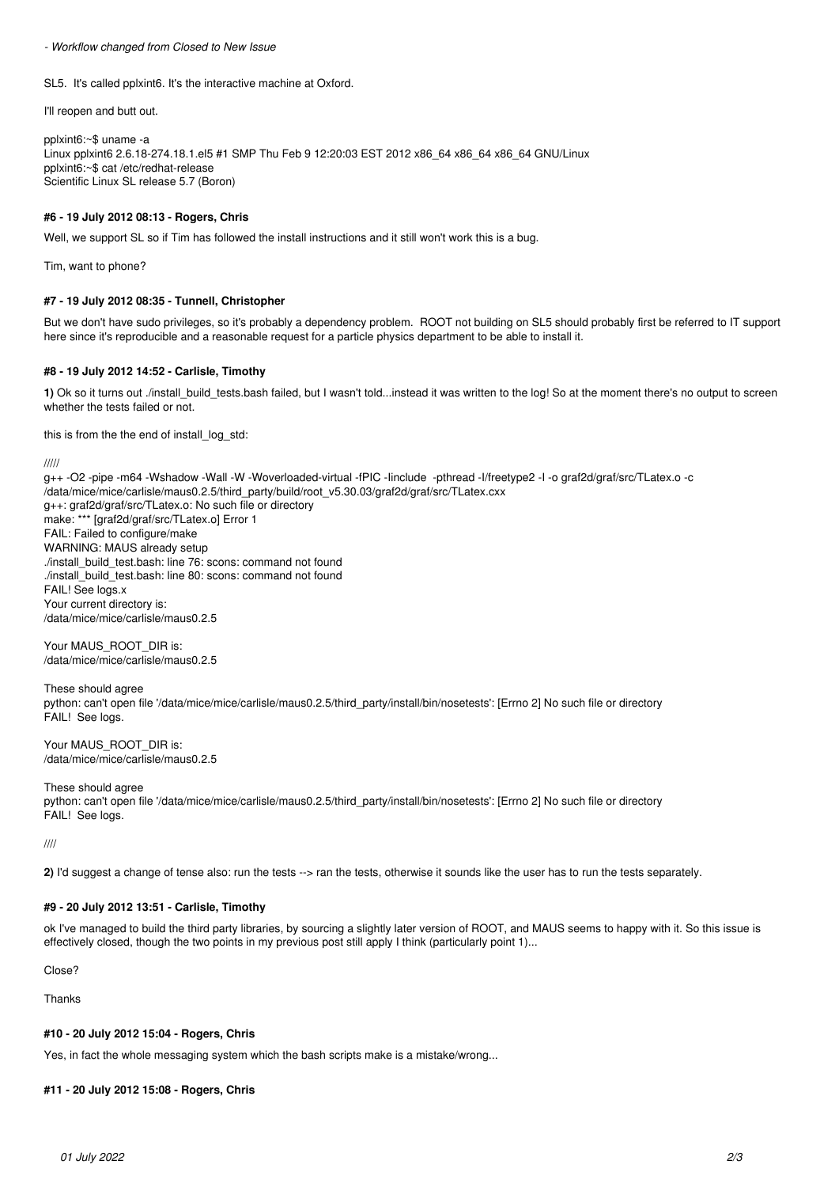*- Workflow changed from Closed to New Issue*

SL5. It's called pplxint6. It's the interactive machine at Oxford.

I'll reopen and butt out.

pplxint6:~$ uname -a
Linux pplxint6 2.6.18-274.18.1.el5 #1 SMP Thu Feb 9 12:20:03 EST 2012 x86_64 x86_64 x86_64 GNU/Linux
pplxint6:~$ cat /etc/redhat-release
Scientific Linux SL release 5.7 (Boron)

#### #6 - 19 July 2012 08:13 - Rogers, Chris

Well, we support SL so if Tim has followed the install instructions and it still won't work this is a bug.

Tim, want to phone?

#### #7 - 19 July 2012 08:35 - Tunnell, Christopher

But we don't have sudo privileges, so it's probably a dependency problem. ROOT not building on SL5 should probably first be referred to IT support here since it's reproducible and a reasonable request for a particle physics department to be able to install it.

#### #8 - 19 July 2012 14:52 - Carlisle, Timothy

**1)** Ok so it turns out ./install_build_tests.bash failed, but I wasn't told...instead it was written to the log! So at the moment there's no output to screen whether the tests failed or not.

this is from the the end of install_log_std:

/////
g++ -O2 -pipe -m64 -Wshadow -Wall -W -Woverloaded-virtual -fPIC -Iinclude -pthread -I/freetype2 -I -o graf2d/graf/src/TLatex.o -c /data/mice/mice/carlisle/maus0.2.5/third_party/build/root_v5.30.03/graf2d/graf/src/TLatex.cxx
g++: graf2d/graf/src/TLatex.o: No such file or directory
make: *** [graf2d/graf/src/TLatex.o] Error 1
FAIL: Failed to configure/make
WARNING: MAUS already setup
./install_build_test.bash: line 76: scons: command not found
./install_build_test.bash: line 80: scons: command not found
FAIL! See logs.x
Your current directory is:
/data/mice/mice/carlisle/maus0.2.5

Your MAUS_ROOT_DIR is:
/data/mice/mice/carlisle/maus0.2.5

These should agree
python: can't open file '/data/mice/mice/carlisle/maus0.2.5/third_party/install/bin/nosetests': [Errno 2] No such file or directory
FAIL! See logs.

Your MAUS_ROOT_DIR is:
/data/mice/mice/carlisle/maus0.2.5

These should agree
python: can't open file '/data/mice/mice/carlisle/maus0.2.5/third_party/install/bin/nosetests': [Errno 2] No such file or directory
FAIL! See logs.

////

**2)** I'd suggest a change of tense also: run the tests --> ran the tests, otherwise it sounds like the user has to run the tests separately.

#### #9 - 20 July 2012 13:51 - Carlisle, Timothy

ok I've managed to build the third party libraries, by sourcing a slightly later version of ROOT, and MAUS seems to happy with it. So this issue is effectively closed, though the two points in my previous post still apply I think (particularly point 1)...

Close?

Thanks

#### #10 - 20 July 2012 15:04 - Rogers, Chris

Yes, in fact the whole messaging system which the bash scripts make is a mistake/wrong...

#### #11 - 20 July 2012 15:08 - Rogers, Chris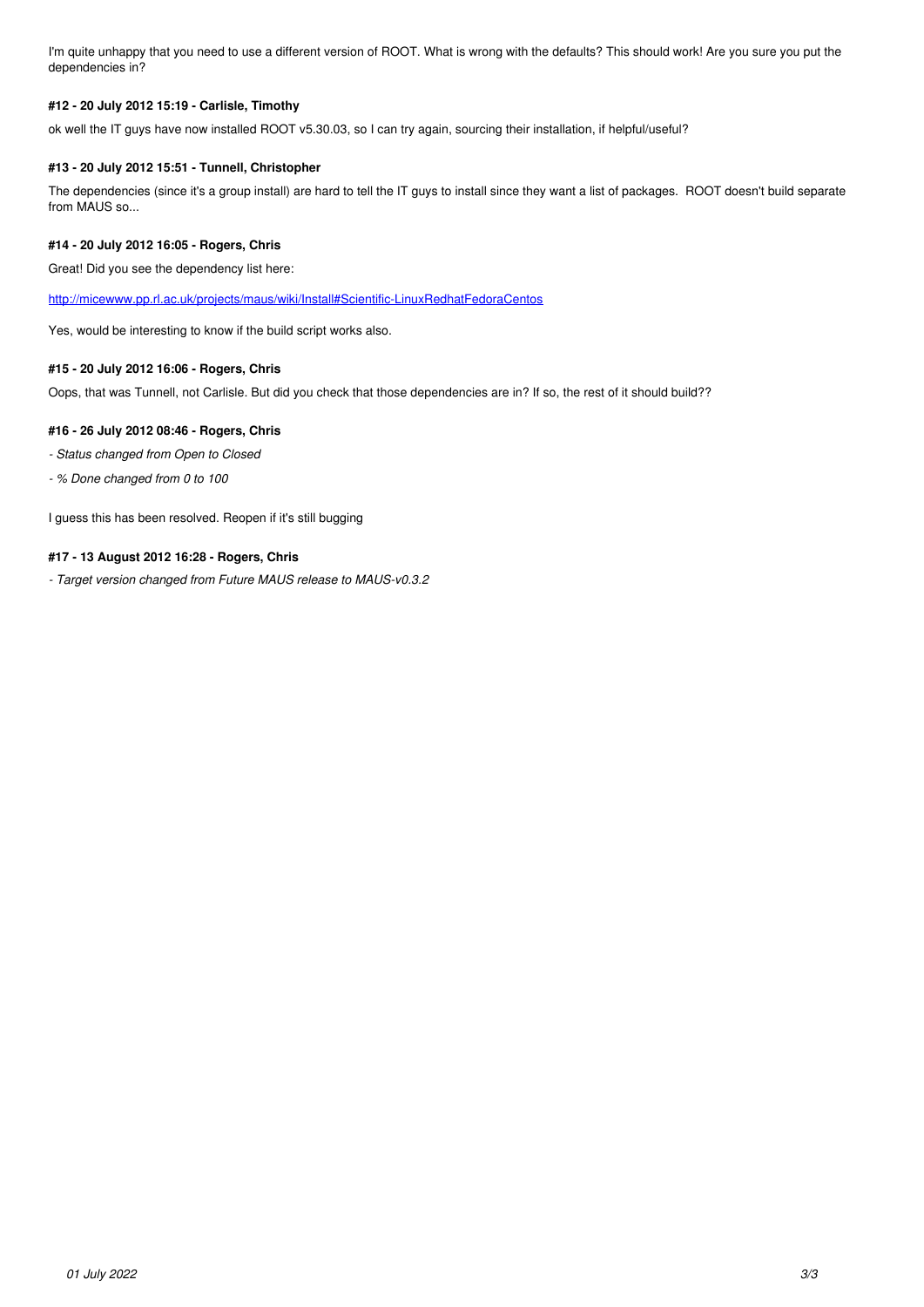I'm quite unhappy that you need to use a different version of ROOT. What is wrong with the defaults? This should work! Are you sure you put the dependencies in?

#### #12 - 20 July 2012 15:19 - Carlisle, Timothy

ok well the IT guys have now installed ROOT v5.30.03, so I can try again, sourcing their installation, if helpful/useful?

#### #13 - 20 July 2012 15:51 - Tunnell, Christopher

The dependencies (since it's a group install) are hard to tell the IT guys to install since they want a list of packages. ROOT doesn't build separate from MAUS so...

#### #14 - 20 July 2012 16:05 - Rogers, Chris

Great! Did you see the dependency list here:

http://micewww.pp.rl.ac.uk/projects/maus/wiki/Install#Scientific-LinuxRedhatFedoraCentos

Yes, would be interesting to know if the build script works also.

#### #15 - 20 July 2012 16:06 - Rogers, Chris

Oops, that was Tunnell, not Carlisle. But did you check that those dependencies are in? If so, the rest of it should build??

#### #16 - 26 July 2012 08:46 - Rogers, Chris

- *Status changed from Open to Closed*
- *% Done changed from 0 to 100*

I guess this has been resolved. Reopen if it's still bugging

#### #17 - 13 August 2012 16:28 - Rogers, Chris

- *Target version changed from Future MAUS release to MAUS-v0.3.2*